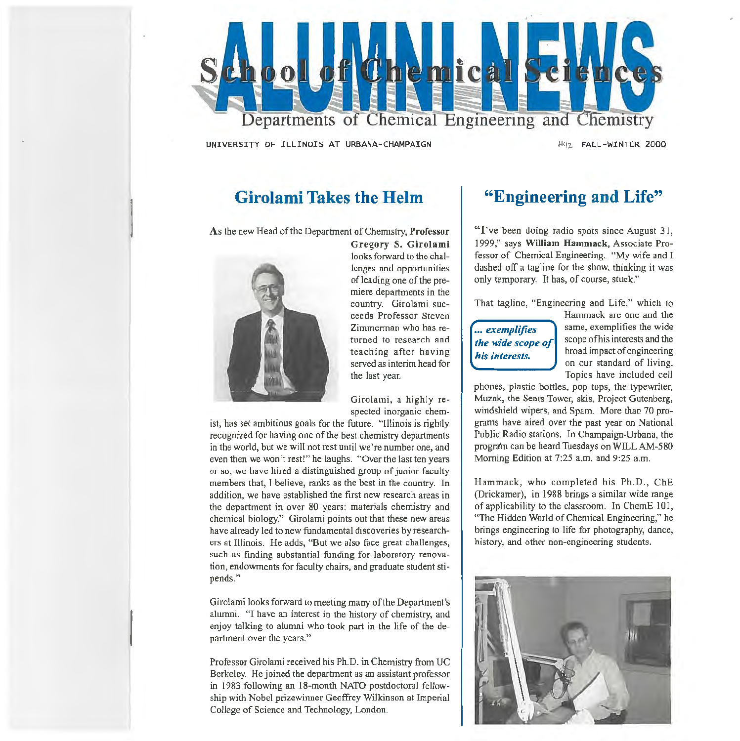# ALUMNI NEWS

## School of Chemical Sciences

### Departments of Chemical Engineering and Chemistry

UNIVERSITY OF ILLINOIS AT URBANA-CHAMPAIGN

#42 FALL-WINTER 2000

## Girolami Takes the Helm

As the new Head of the Department of Chemistry, **Professor Gregory S. Girolami** looks forward to the challenges and opportunities of leading one of the premiere departments in the country. Girolami succeeds Professor Steven Zimmerman who has returned to research and teaching after having served as interim head for the last year.

Girolami, a highly respected inorganic chemist, has set ambitious goals for the future. "Illinois is rightly recognized for having one of the best chemistry departments in the world, but we will not rest until we're number one, and even then we won't rest!" he laughs. "Over the last ten years or so, we have hired a distinguished group of junior faculty members that, I believe, ranks as the best in the country. In addition, we have established the first new research areas in the department in over 80 years: materials chemistry and chemical biology." Girolami points out that these new areas have already led to new fundamental discoveries by researchers at Illinois. He adds, "But we also face great challenges, such as finding substantial funding for laboratory renovation, endowments for faculty chairs, and graduate student stipends."

Girolami looks forward to meeting many of the Department's alumni. "I have an interest in the history of chemistry, and enjoy talking to alumni who took part in the life of the department over the years."

Professor Girolami received his Ph.D. in Chemistry from UC Berkeley. He joined the department as an assistant professor in 1983 following an 18-month NATO postdoctoral fellowship with Nobel prizewinner Geoffrey Wilkinson at Imperial College of Science and Technology, London.

## "Engineering and Life"

"I've been doing radio spots since August 31, 1999," says **William Hammack**, Associate Professor of Chemical Engineering. "My wife and I dashed off a tagline for the show, thinking it was only temporary. It has, of course, stuck."

That tagline, "Engineering and Life," which to Hammack are one and the same, exemplifies the wide scope of his interests and the broad impact of engineering on our standard of living. Topics have included cell phones, plastic bottles, pop tops, the typewriter, Muzak, the Sears Tower, skis, Project Gutenberg, windshield wipers, and Spam. More than 70 programs have aired over the past year on National Public Radio stations. In Champaign-Urbana, the program can be heard Tuesdays on WILL AM-580 Morning Edition at 7:25 a.m. and 9:25 a.m.

***... exemplifies the wide scope of his interests.***

Hammack, who completed his Ph.D., ChE (Drickamer), in 1988 brings a similar wide range of applicability to the classroom. In ChemE 101, "The Hidden World of Chemical Engineering," he brings engineering to life for photography, dance, history, and other non-engineering students.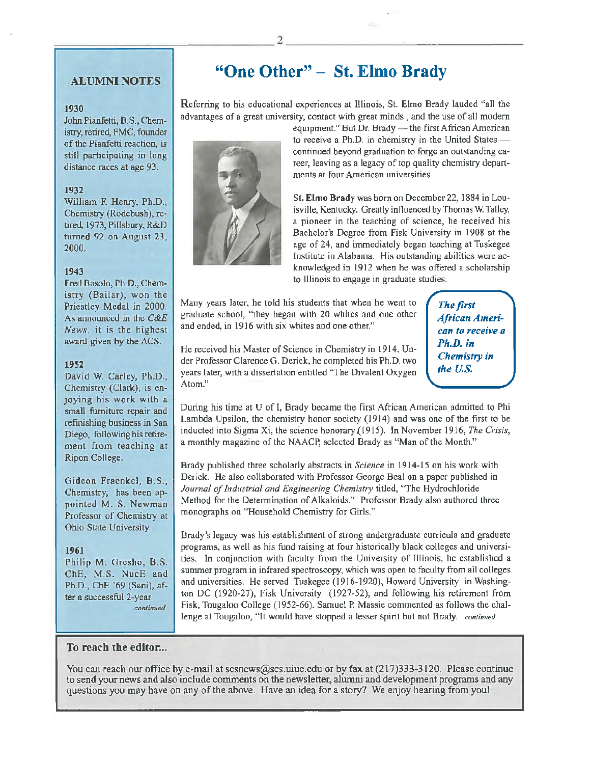# "One Other" – St. Elmo Brady

Referring to his educational experiences at Illinois, St. Elmo Brady lauded "all the advantages of a great university, contact with great minds , and the use of all modern equipment." But Dr. Brady — the first African American to receive a Ph.D. in chemistry in the United States — continued beyond graduation to forge an outstanding career, leaving as a legacy of top quality chemistry departments at four American universities.

**St. Elmo Brady** was born on December 22, 1884 in Louisville, Kentucky. Greatly influenced by Thomas W. Talley, a pioneer in the teaching of science, he received his Bachelor's Degree from Fisk University in 1908 at the age of 24, and immediately began teaching at Tuskegee Institute in Alabama. His outstanding abilities were acknowledged in 1912 when he was offered a scholarship to Illinois to engage in graduate studies.

Many years later, he told his students that when he went to graduate school, "they began with 20 whites and one other and ended, in 1916 with six whites and one other."

***The first African American to receive a Ph.D. in Chemistry in the U.S.***

He received his Master of Science in Chemistry in 1914. Under Professor Clarence G. Derick, he completed his Ph.D. two years later, with a dissertation entitled "The Divalent Oxygen Atom."

During his time at U of I, Brady became the first African American admitted to Phi Lambda Upsilon, the chemistry honor society (1914) and was one of the first to be inducted into Sigma Xi, the science honorary (1915). In November 1916, *The Crisis*, a monthly magazine of the NAACP, selected Brady as "Man of the Month."

Brady published three scholarly abstracts in *Science* in 1914-15 on his work with Derick. He also collaborated with Professor George Beal on a paper published in *Journal of Industrial and Engineering Chemistry* titled, "The Hydrochloride Method for the Determination of Alkaloids." Professor Brady also authored three monographs on "Household Chemistry for Girls."

Brady's legacy was his establishment of strong undergraduate curricula and graduate programs, as well as his fund raising at four historically black colleges and universities. In conjunction with faculty from the University of Illinois, he established a summer program in infrared spectroscopy, which was open to faculty from all colleges and universities. He served Tuskegee (1916-1920), Howard University in Washington DC (1920-27), Fisk University (1927-52), and following his retirement from Fisk, Tougaloo College (1952-66). Samuel P. Massie commented as follows the challenge at Tougaloo, "It would have stopped a lesser spirit but not Brady. *continued*

## ALUMNI NOTES

**1930**
John Pianfetti, B.S., Chemistry, retired, FMC, founder of the Pianfetti reaction, is still participating in long distance races at age 93.

**1932**
William F. Henry, Ph.D., Chemistry (Rodebush), retired, 1973, Pillsbury, R&D turned 92 on August 23, 2000.

**1943**
Fred Basolo, Ph.D., Chemistry (Bailar), won the Priestley Medal in 2000. As announced in the *C&E News*, it is the highest award given by the ACS.

**1952**
David W. Carley, Ph.D., Chemistry (Clark), is enjoying his work with a small furniture repair and refinishing business in San Diego, following his retirement from teaching at Ripon College.

Gideon Fraenkel, B.S., Chemistry, has been appointed M. S. Newman Professor of Chemistry at Ohio State University.

**1961**
Philip M. Gresho, B.S. ChE, M.S. NucE and Ph.D., ChE '69 (Sani), after a successful 2-year *continued*

## To reach the editor...

You can reach our office by e-mail at scsnews@scs.uiuc.edu or by fax at (217)333-3120. Please continue to send your news and also include comments on the newsletter, alumni and development programs and any questions you may have on any of the above. Have an idea for a story? We enjoy hearing from you!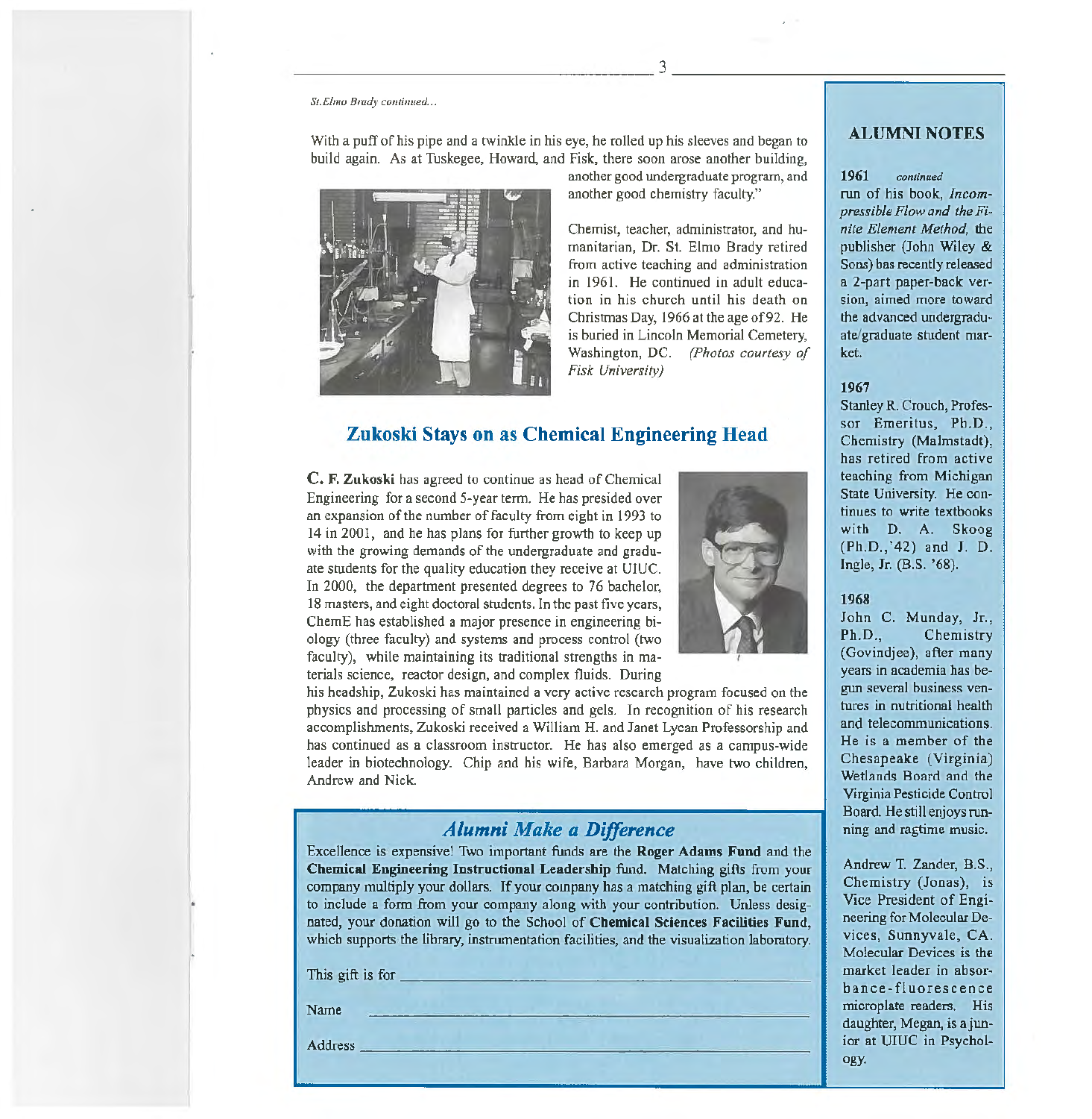*St. Elmo Brady continued...*

With a puff of his pipe and a twinkle in his eye, he rolled up his sleeves and began to build again. As at Tuskegee, Howard, and Fisk, there soon arose another building, another good undergraduate program, and another good chemistry faculty."

Chemist, teacher, administrator, and humanitarian, Dr. St. Elmo Brady retired from active teaching and administration in 1961. He continued in adult education in his church until his death on Christmas Day, 1966 at the age of 92. He is buried in Lincoln Memorial Cemetery, Washington, DC. *(Photos courtesy of Fisk University)*

## Zukoski Stays on as Chemical Engineering Head

**C. F. Zukoski** has agreed to continue as head of Chemical Engineering for a second 5-year term. He has presided over an expansion of the number of faculty from eight in 1993 to 14 in 2001, and he has plans for further growth to keep up with the growing demands of the undergraduate and graduate students for the quality education they receive at UIUC. In 2000, the department presented degrees to 76 bachelor, 18 masters, and eight doctoral students. In the past five years, ChemE has established a major presence in engineering biology (three faculty) and systems and process control (two faculty), while maintaining its traditional strengths in materials science, reactor design, and complex fluids. During his headship, Zukoski has maintained a very active research program focused on the physics and processing of small particles and gels. In recognition of his research accomplishments, Zukoski received a William H. and Janet Lycan Professorship and has continued as a classroom instructor. He has also emerged as a campus-wide leader in biotechnology. Chip and his wife, Barbara Morgan, have two children, Andrew and Nick.

## *Alumni Make a Difference*

Excellence is expensive! Two important funds are the **Roger Adams Fund** and the **Chemical Engineering Instructional Leadership** fund. Matching gifts from your company multiply your dollars. If your company has a matching gift plan, be certain to include a form from your company along with your contribution. Unless designated, your donation will go to the School of **Chemical Sciences Facilities Fund**, which supports the library, instrumentation facilities, and the visualization laboratory.

This gift is for ______________________________

Name ______________________________

Address ______________________________

## ALUMNI NOTES

**1961** *continued*

run of his book, *Incompressible Flow and the Finite Element Method*, the publisher (John Wiley & Sons) has recently released a 2-part paper-back version, aimed more toward the advanced undergraduate/graduate student market.

**1967**

Stanley R. Crouch, Professor Emeritus, Ph.D., Chemistry (Malmstadt), has retired from active teaching from Michigan State University. He continues to write textbooks with D. A. Skoog (Ph.D.,'42) and J. D. Ingle, Jr. (B.S. '68).

**1968**

John C. Munday, Jr., Ph.D., Chemistry (Govindjee), after many years in academia has begun several business ventures in nutritional health and telecommunications. He is a member of the Chesapeake (Virginia) Wetlands Board and the Virginia Pesticide Control Board. He still enjoys running and ragtime music.

Andrew T. Zander, B.S., Chemistry (Jonas), is Vice President of Engineering for Molecular Devices, Sunnyvale, CA. Molecular Devices is the market leader in absorbance-fluorescence microplate readers. His daughter, Megan, is a junior at UIUC in Psychology.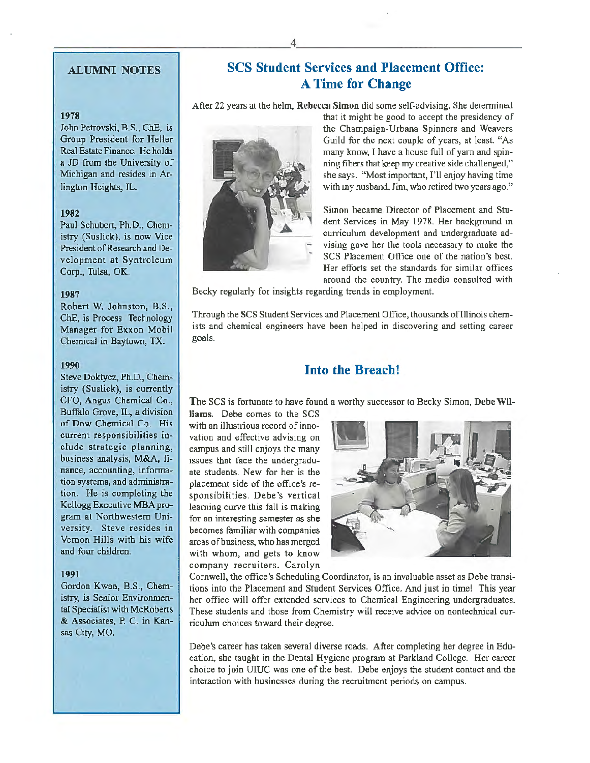## ALUMNI NOTES

**1978**

John Petrovski, B.S., ChE, is Group President for Heller Real Estate Finance. He holds a JD from the University of Michigan and resides in Arlington Heights, IL.

**1982**

Paul Schubert, Ph.D., Chemistry (Suslick), is now Vice President of Research and Development at Syntroleum Corp., Tulsa, OK.

**1987**

Robert W. Johnston, B.S., ChE, is Process Technology Manager for Exxon Mobil Chemical in Baytown, TX.

**1990**

Steve Doktycz, Ph.D., Chemistry (Suslick), is currently CFO, Angus Chemical Co., Buffalo Grove, IL, a division of Dow Chemical Co. His current responsibilities include strategic planning, business analysis, M&A, finance, accounting, information systems, and administration. He is completing the Kellogg Executive MBA program at Northwestern University. Steve resides in Vernon Hills with his wife and four children.

**1991**

Gordon Kwan, B.S., Chemistry, is Senior Environmental Specialist with McRoberts & Associates, P. C. in Kansas City, MO.

# SCS Student Services and Placement Office: A Time for Change

After 22 years at the helm, **Rebecca Simon** did some self-advising. She determined that it might be good to accept the presidency of the Champaign-Urbana Spinners and Weavers Guild for the next couple of years, at least. "As many know, I have a house full of yarn and spinning fibers that keep my creative side challenged," she says. "Most important, I'll enjoy having time with my husband, Jim, who retired two years ago."

Simon became Director of Placement and Student Services in May 1978. Her background in curriculum development and undergraduate advising gave her the tools necessary to make the SCS Placement Office one of the nation's best. Her efforts set the standards for similar offices around the country. The media consulted with Becky regularly for insights regarding trends in employment.

Through the SCS Student Services and Placement Office, thousands of Illinois chemists and chemical engineers have been helped in discovering and setting career goals.

## Into the Breach!

The SCS is fortunate to have found a worthy successor to Becky Simon, **Debe Williams**. Debe comes to the SCS with an illustrious record of innovation and effective advising on campus and still enjoys the many issues that face the undergraduate students. New for her is the placement side of the office's responsibilities. Debe's vertical learning curve this fall is making for an interesting semester as she becomes familiar with companies areas of business, who has merged with whom, and gets to know company recruiters. Carolyn Cornwell, the office's Scheduling Coordinator, is an invaluable asset as Debe transitions into the Placement and Student Services Office. And just in time! This year her office will offer extended services to Chemical Engineering undergraduates. These students and those from Chemistry will receive advice on nontechnical curriculum choices toward their degree.

Debe's career has taken several diverse roads. After completing her degree in Education, she taught in the Dental Hygiene program at Parkland College. Her career choice to join UIUC was one of the best. Debe enjoys the student contact and the interaction with businesses during the recruitment periods on campus.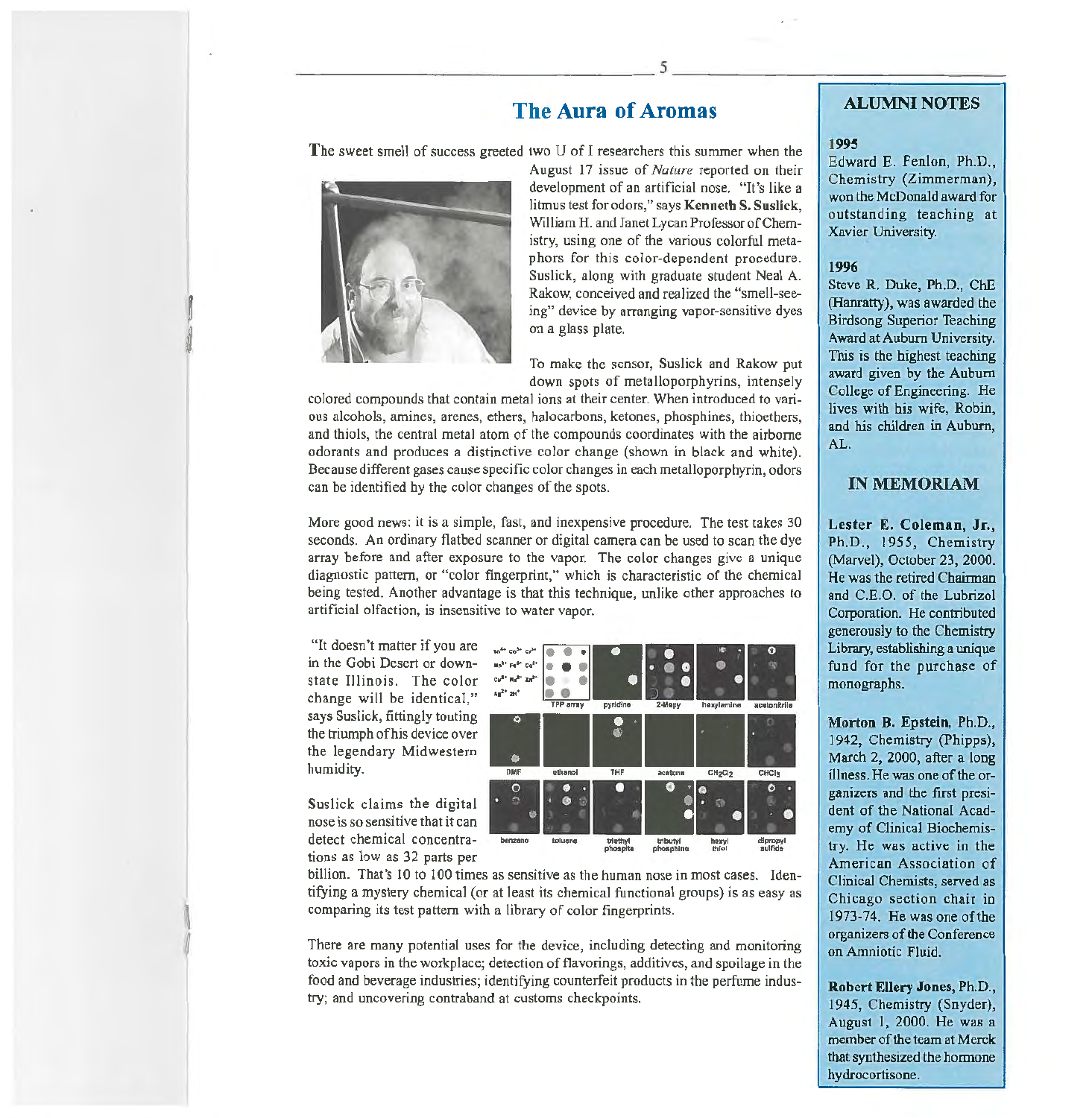# The Aura of Aromas

The sweet smell of success greeted two U of I researchers this summer when the August 17 issue of *Nature* reported on their development of an artificial nose. "It's like a litmus test for odors," says **Kenneth S. Suslick**, William H. and Janet Lycan Professor of Chemistry, using one of the various colorful metaphors for this color-dependent procedure. Suslick, along with graduate student Neal A. Rakow, conceived and realized the "smell-seeing" device by arranging vapor-sensitive dyes on a glass plate.

To make the sensor, Suslick and Rakow put down spots of metalloporphyrins, intensely colored compounds that contain metal ions at their center. When introduced to various alcohols, amines, arenes, ethers, halocarbons, ketones, phosphines, thioethers, and thiols, the central metal atom of the compounds coordinates with the airborne odorants and produces a distinctive color change (shown in black and white). Because different gases cause specific color changes in each metalloporphyrin, odors can be identified by the color changes of the spots.

More good news: it is a simple, fast, and inexpensive procedure. The test takes 30 seconds. An ordinary flatbed scanner or digital camera can be used to scan the dye array before and after exposure to the vapor. The color changes give a unique diagnostic pattern, or "color fingerprint," which is characteristic of the chemical being tested. Another advantage is that this technique, unlike other approaches to artificial olfaction, is insensitive to water vapor.

"It doesn't matter if you are in the Gobi Desert or downstate Illinois. The color change will be identical," says Suslick, fittingly touting the triumph of his device over the legendary Midwestern humidity.

Suslick claims the digital nose is so sensitive that it can detect chemical concentrations as low as 32 parts per billion. That's 10 to 100 times as sensitive as the human nose in most cases. Identifying a mystery chemical (or at least its chemical functional groups) is as easy as comparing its test pattern with a library of color fingerprints.

There are many potential uses for the device, including detecting and monitoring toxic vapors in the workplace; detection of flavorings, additives, and spoilage in the food and beverage industries; identifying counterfeit products in the perfume industry; and uncovering contraband at customs checkpoints.

## ALUMNI NOTES

**1995**

Edward E. Fenlon, Ph.D., Chemistry (Zimmerman), won the McDonald award for outstanding teaching at Xavier University.

**1996**

Steve R. Duke, Ph.D., ChE (Hanratty), was awarded the Birdsong Superior Teaching Award at Auburn University. This is the highest teaching award given by the Auburn College of Engineering. He lives with his wife, Robin, and his children in Auburn, AL.

## IN MEMORIAM

**Lester E. Coleman, Jr.**, Ph.D., 1955, Chemistry (Marvel), October 23, 2000. He was the retired Chairman and C.E.O. of the Lubrizol Corporation. He contributed generously to the Chemistry Library, establishing a unique fund for the purchase of monographs.

**Morton B. Epstein**, Ph.D., 1942, Chemistry (Phipps), March 2, 2000, after a long illness. He was one of the organizers and the first president of the National Academy of Clinical Biochemistry. He was active in the American Association of Clinical Chemists, served as Chicago section chair in 1973-74. He was one of the organizers of the Conference on Amniotic Fluid.

**Robert Ellery Jones**, Ph.D., 1945, Chemistry (Snyder), August 1, 2000. He was a member of the team at Merck that synthesized the hormone hydrocortisone.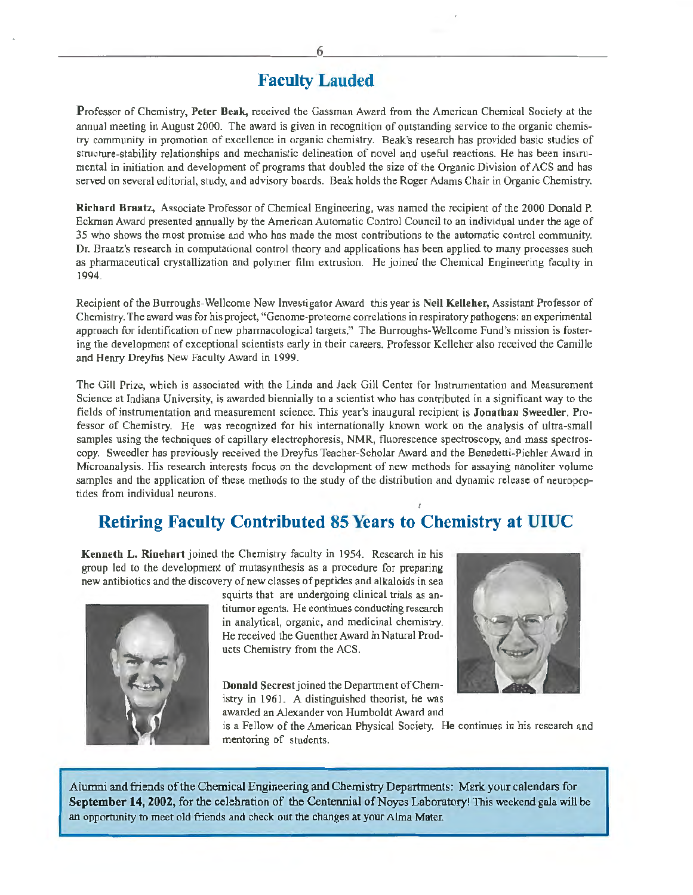## Faculty Lauded

Professor of Chemistry, **Peter Beak,** received the Gassman Award from the American Chemical Society at the annual meeting in August 2000. The award is given in recognition of outstanding service to the organic chemistry community in promotion of excellence in organic chemistry. Beak's research has provided basic studies of structure-stability relationships and mechanistic delineation of novel and useful reactions. He has been instrumental in initiation and development of programs that doubled the size of the Organic Division of ACS and has served on several editorial, study, and advisory boards. Beak holds the Roger Adams Chair in Organic Chemistry.

**Richard Braatz,** Associate Professor of Chemical Engineering, was named the recipient of the 2000 Donald P. Eckman Award presented annually by the American Automatic Control Council to an individual under the age of 35 who shows the most promise and who has made the most contributions to the automatic control community. Dr. Braatz's research in computational control theory and applications has been applied to many processes such as pharmaceutical crystallization and polymer film extrusion. He joined the Chemical Engineering faculty in 1994.

Recipient of the Burroughs-Wellcome New Investigator Award this year is **Neil Kelleher,** Assistant Professor of Chemistry. The award was for his project, "Genome-proteome correlations in respiratory pathogens: an experimental approach for identification of new pharmacological targets." The Burroughs-Wellcome Fund's mission is fostering the development of exceptional scientists early in their careers. Professor Kelleher also received the Camille and Henry Dreyfus New Faculty Award in 1999.

The Gill Prize, which is associated with the Linda and Jack Gill Center for Instrumentation and Measurement Science at Indiana University, is awarded biennially to a scientist who has contributed in a significant way to the fields of instrumentation and measurement science. This year's inaugural recipient is **Jonathan Sweedler**, Professor of Chemistry. He was recognized for his internationally known work on the analysis of ultra-small samples using the techniques of capillary electrophoresis, NMR, fluorescence spectroscopy, and mass spectroscopy. Sweedler has previously received the Dreyfus Teacher-Scholar Award and the Benedetti-Pichler Award in Microanalysis. His research interests focus on the development of new methods for assaying nanoliter volume samples and the application of these methods to the study of the distribution and dynamic release of neuropeptides from individual neurons.

## Retiring Faculty Contributed 85 Years to Chemistry at UIUC

**Kenneth L. Rinehart** joined the Chemistry faculty in 1954. Research in his group led to the development of mutasynthesis as a procedure for preparing new antibiotics and the discovery of new classes of peptides and alkaloids in sea squirts that are undergoing clinical trials as antitumor agents. He continues conducting research in analytical, organic, and medicinal chemistry. He received the Guenther Award in Natural Products Chemistry from the ACS.

**Donald Secrest** joined the Department of Chemistry in 1961. A distinguished theorist, he was awarded an Alexander von Humboldt Award and is a Fellow of the American Physical Society. He continues in his research and mentoring of students.

Alumni and friends of the Chemical Engineering and Chemistry Departments: Mark your calendars for **September 14, 2002,** for the celebration of the Centennial of Noyes Laboratory! This weekend gala will be an opportunity to meet old friends and check out the changes at your Alma Mater.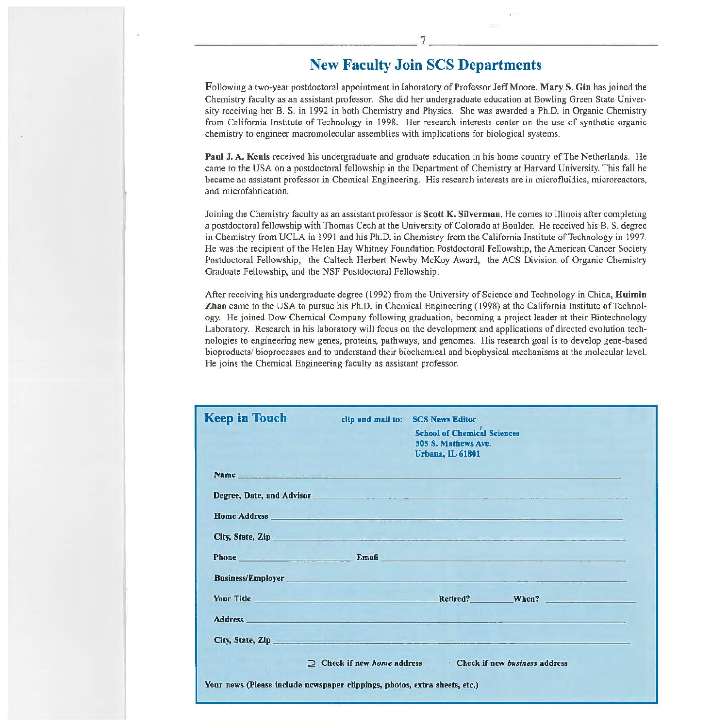## New Faculty Join SCS Departments

Following a two-year postdoctoral appointment in laboratory of Professor Jeff Moore, **Mary S. Gin** has joined the Chemistry faculty as an assistant professor. She did her undergraduate education at Bowling Green State University receiving her B. S. in 1992 in both Chemistry and Physics. She was awarded a Ph.D. in Organic Chemistry from California Institute of Technology in 1998. Her research interests center on the use of synthetic organic chemistry to engineer macromolecular assemblies with implications for biological systems.

**Paul J. A. Kenis** received his undergraduate and graduate education in his home country of The Netherlands. He came to the USA on a postdoctoral fellowship in the Department of Chemistry at Harvard University. This fall he became an assistant professor in Chemical Engineering. His research interests are in microfluidics, microreactors, and microfabrication.

Joining the Chemistry faculty as an assistant professor is **Scott K. Silverman**. He comes to Illinois after completing a postdoctoral fellowship with Thomas Cech at the University of Colorado at Boulder. He received his B. S. degree in Chemistry from UCLA in 1991 and his Ph.D. in Chemistry from the California Institute of Technology in 1997. He was the recipient of the Helen Hay Whitney Foundation Postdoctoral Fellowship, the American Cancer Society Postdoctoral Fellowship, the Caltech Herbert Newby McKoy Award, the ACS Division of Organic Chemistry Graduate Fellowship, and the NSF Postdoctoral Fellowship.

After receiving his undergraduate degree (1992) from the University of Science and Technology in China, **Huimin Zhao** came to the USA to pursue his Ph.D. in Chemical Engineering (1998) at the California Institute of Technology. He joined Dow Chemical Company following graduation, becoming a project leader at their Biotechnology Laboratory. Research in his laboratory will focus on the development and applications of directed evolution technologies to engineering new genes, proteins, pathways, and genomes. His research goal is to develop gene-based bioproducts/ bioprocesses and to understand their biochemical and biophysical mechanisms at the molecular level. He joins the Chemical Engineering faculty as assistant professor.

### Keep in Touch

**clip and mail to:** **SCS News Editor**
**School of Chemical Sciences**
**505 S. Mathews Ave.**
**Urbana, IL 61801**

**Name** ______________________________

**Degree, Date, and Advisor** ______________________________

**Home Address** ______________________________

**City, State, Zip** ______________________________

**Phone** ____________ **Email** ______________________________

**Business/Employer** ______________________________

**Your Title** ____________________ **Retired?** ________ **When?** ________

**Address** ______________________________

**City, State, Zip** ______________________________

☐ **Check if new *home* address** ☐ **Check if new *business* address**

**Your news (Please include newspaper clippings, photos, extra sheets, etc.)**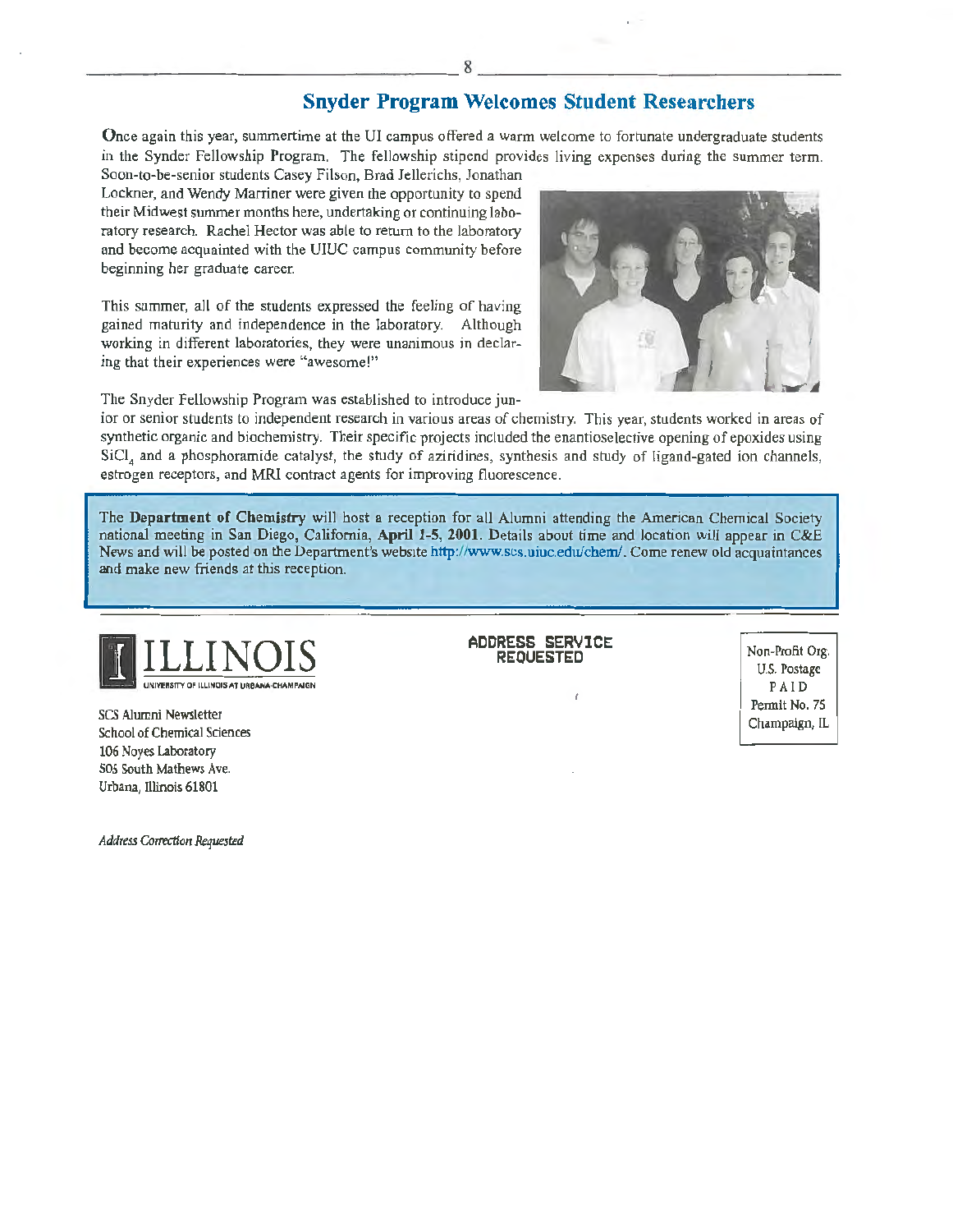## Snyder Program Welcomes Student Researchers

Once again this year, summertime at the UI campus offered a warm welcome to fortunate undergraduate students in the Synder Fellowship Program. The fellowship stipend provides living expenses during the summer term. Soon-to-be-senior students Casey Filson, Brad Jellerichs, Jonathan Lockner, and Wendy Marriner were given the opportunity to spend their Midwest summer months here, undertaking or continuing laboratory research. Rachel Hector was able to return to the laboratory and become acquainted with the UIUC campus community before beginning her graduate career.

This summer, all of the students expressed the feeling of having gained maturity and independence in the laboratory. Although working in different laboratories, they were unanimous in declaring that their experiences were "awesome!"

The Snyder Fellowship Program was established to introduce junior or senior students to independent research in various areas of chemistry. This year, students worked in areas of synthetic organic and biochemistry. Their specific projects included the enantioselective opening of epoxides using $SiCl_4$ and a phosphoramide catalyst, the study of aziridines, synthesis and study of ligand-gated ion channels, estrogen receptors, and MRI contract agents for improving fluorescence.

The **Department of Chemistry** will host a reception for all Alumni attending the American Chemical Society national meeting in San Diego, California, **April 1-5, 2001**. Details about time and location will appear in C&E News and will be posted on the Department's website http://www.scs.uiuc.edu/chem/. Come renew old acquaintances and make new friends at this reception.

ILLINOIS
UNIVERSITY OF ILLINOIS AT URBANA-CHAMPAIGN

SCS Alumni Newsletter
School of Chemical Sciences
106 Noyes Laboratory
505 South Mathews Ave.
Urbana, Illinois 61801

*Address Correction Requested*

**ADDRESS SERVICE REQUESTED**

Non-Profit Org.
U.S. Postage
PAID
Permit No. 75
Champaign, IL